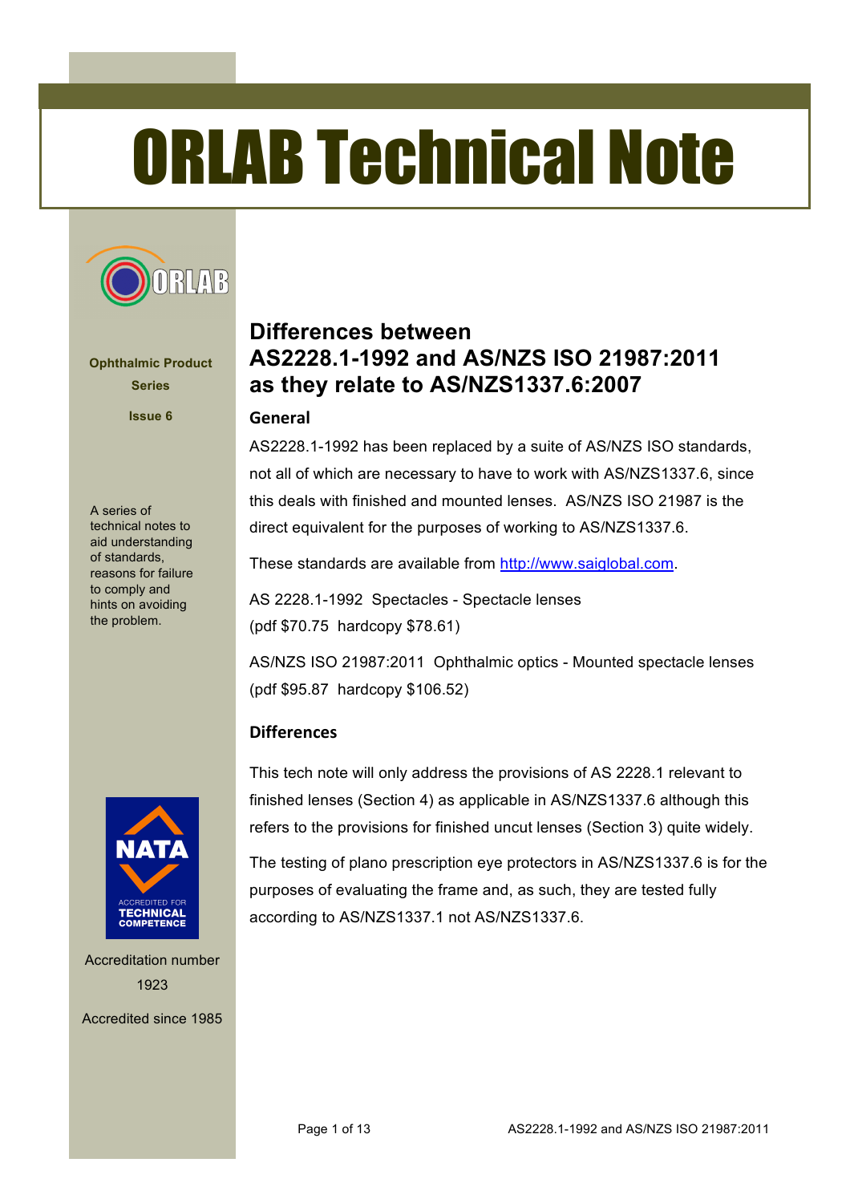# ORLAB Technical Note

**Ophthalmic Product Series**

**Issue 6**

A series of technical notes to aid understanding of standards, reasons for failure to comply and hints on avoiding the problem.

Accreditation number 1923

Accredited since 1985

## Differences between AS2228.1-1992 and AS/NZS ISO 21987:2011 as they relate to AS/NZS1337.6:2007

### General

AS2228.1-1992 has been replaced by a suite of AS/NZS ISO standards, not all of which are necessary to have to work with AS/NZS1337.6, since this deals with finished and mounted lenses. AS/NZS ISO 21987 is the direct equivalent for the purposes of working to AS/NZS1337.6.

These standards are available from http://www.saiglobal.com.

AS 2228.1-1992 Spectacles - Spectacle lenses
(pdf $70.75 hardcopy $78.61)

AS/NZS ISO 21987:2011 Ophthalmic optics - Mounted spectacle lenses
(pdf $95.87 hardcopy $106.52)

### Differences

This tech note will only address the provisions of AS 2228.1 relevant to finished lenses (Section 4) as applicable in AS/NZS1337.6 although this refers to the provisions for finished uncut lenses (Section 3) quite widely.

The testing of plano prescription eye protectors in AS/NZS1337.6 is for the purposes of evaluating the frame and, as such, they are tested fully according to AS/NZS1337.1 not AS/NZS1337.6.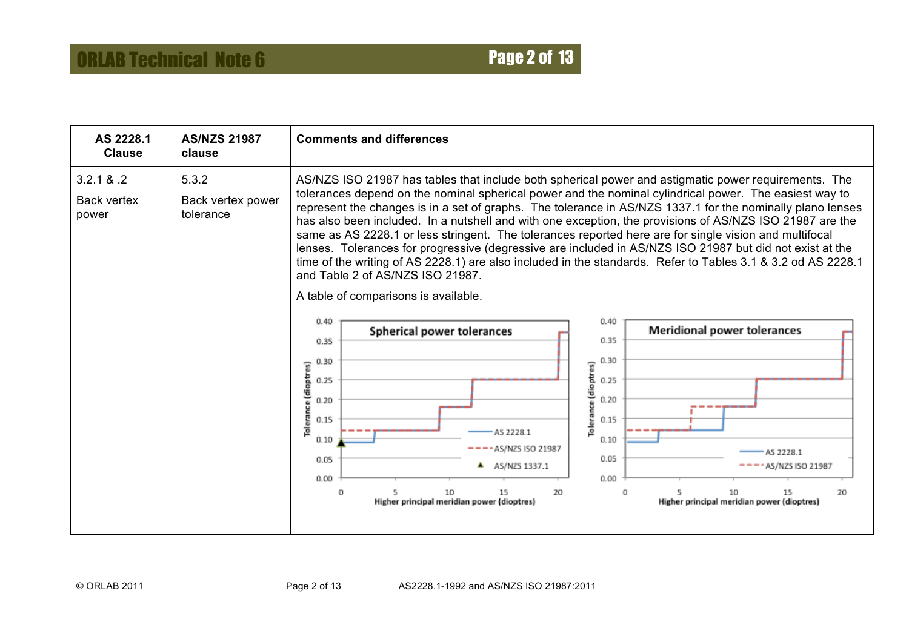| AS 2228.1 Clause | AS/NZS 21987 clause | Comments and differences |
|---|---|---|
| 3.2.1 & .2<br><br>Back vertex power | 5.3.2<br><br>Back vertex power tolerance | AS/NZS ISO 21987 has tables that include both spherical power and astigmatic power requirements. The tolerances depend on the nominal spherical power and the nominal cylindrical power. The easiest way to represent the changes is in a set of graphs. The tolerance in AS/NZS 1337.1 for the nominally plano lenses has also been included. In a nutshell and with one exception, the provisions of AS/NZS ISO 21987 are the same as AS 2228.1 or less stringent. The tolerances reported here are for single vision and multifocal lenses. Tolerances for progressive (degressive are included in AS/NZS ISO 21987 but did not exist at the time of the writing of AS 2228.1) are also included in the standards. Refer to Tables 3.1 & 3.2 od AS 2228.1 and Table 2 of AS/NZS ISO 21987.<br><br>A table of comparisons is available. |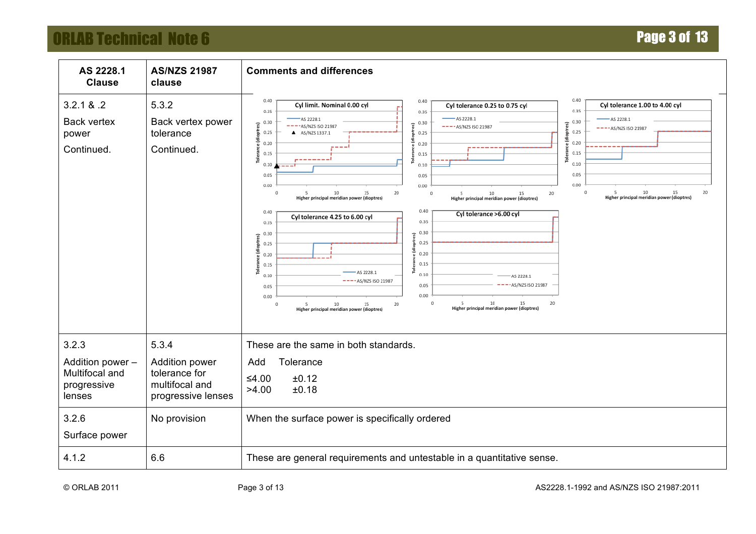| AS 2228.1 Clause | AS/NZS 21987 clause | Comments and differences |
|---|---|---|
| 3.2.1 & .2<br><br>Back vertex power<br><br>Continued. | 5.3.2<br><br>Back vertex power tolerance<br><br>Continued. | Cyl limit. Nominal 0.00 cyl; Cyl tolerance 0.25 to 0.75 cyl; Cyl tolerance 1.00 to 4.00 cyl; Cyl tolerance 4.25 to 6.00 cyl; Cyl tolerance >6.00 cyl (charts: Tolerance (dioptres) vs Higher principal meridian power (dioptres); AS 2228.1, AS/NZS ISO 21987, AS/NZS 1337.1) |
| 3.2.3<br><br>Addition power – Multifocal and progressive lenses | 5.3.4<br><br>Addition power tolerance for multifocal and progressive lenses | These are the same in both standards.<br><br>Add Tolerance<br><br>≤4.00 ±0.12<br>>4.00 ±0.18 |
| 3.2.6<br><br>Surface power | No provision | When the surface power is specifically ordered |
| 4.1.2 | 6.6 | These are general requirements and untestable in a quantitative sense. |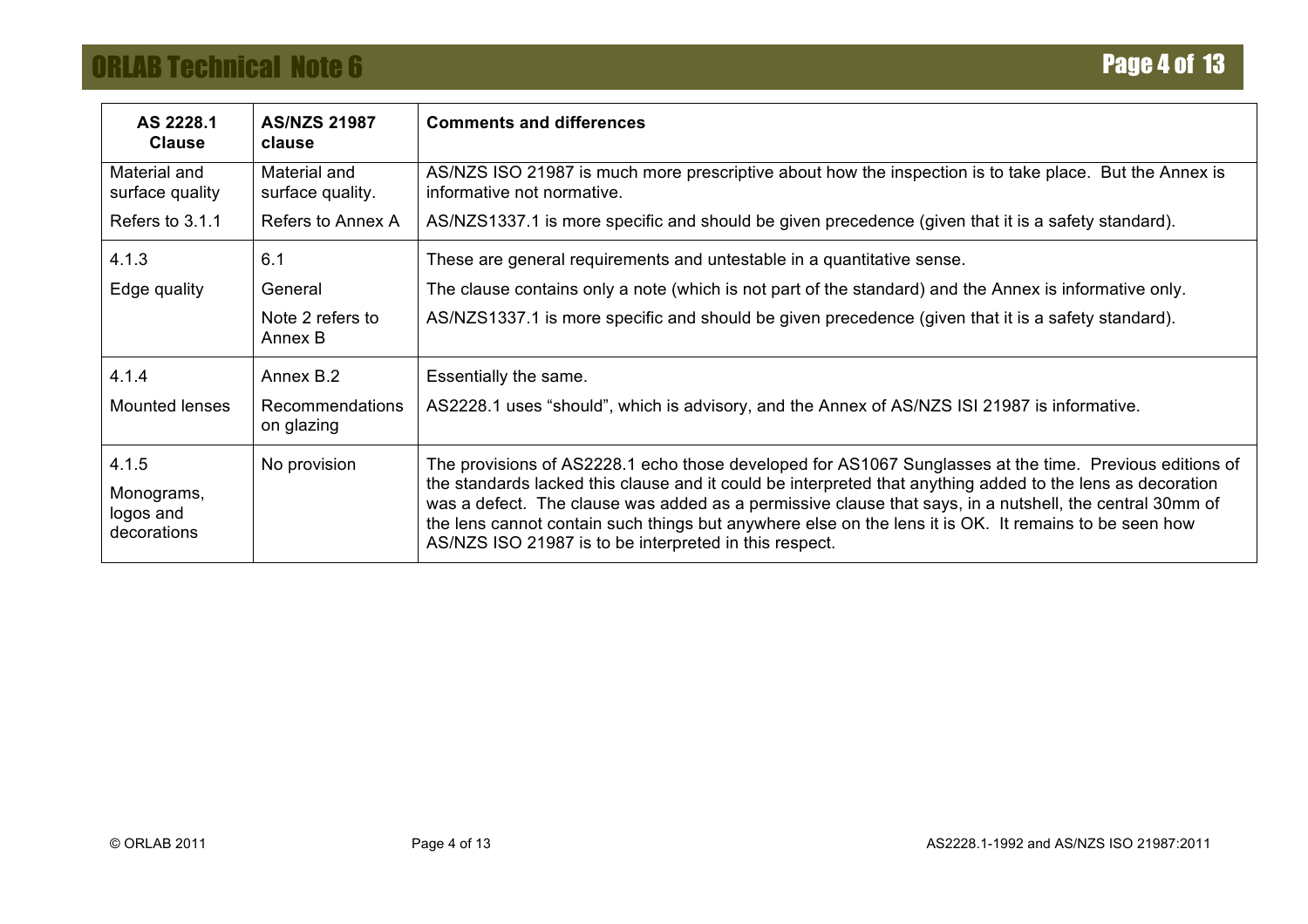| AS 2228.1 Clause | AS/NZS 21987 clause | Comments and differences |
|---|---|---|
| Material and surface quality<br><br>Refers to 3.1.1 | Material and surface quality.<br><br>Refers to Annex A | AS/NZS ISO 21987 is much more prescriptive about how the inspection is to take place. But the Annex is informative not normative.<br><br>AS/NZS1337.1 is more specific and should be given precedence (given that it is a safety standard). |
| 4.1.3<br><br>Edge quality | 6.1<br><br>General<br><br>Note 2 refers to Annex B | These are general requirements and untestable in a quantitative sense.<br><br>The clause contains only a note (which is not part of the standard) and the Annex is informative only.<br><br>AS/NZS1337.1 is more specific and should be given precedence (given that it is a safety standard). |
| 4.1.4<br><br>Mounted lenses | Annex B.2<br><br>Recommendations on glazing | Essentially the same.<br><br>AS2228.1 uses "should", which is advisory, and the Annex of AS/NZS ISI 21987 is informative. |
| 4.1.5<br><br>Monograms, logos and decorations | No provision | The provisions of AS2228.1 echo those developed for AS1067 Sunglasses at the time. Previous editions of the standards lacked this clause and it could be interpreted that anything added to the lens as decoration was a defect. The clause was added as a permissive clause that says, in a nutshell, the central 30mm of the lens cannot contain such things but anywhere else on the lens it is OK. It remains to be seen how AS/NZS ISO 21987 is to be interpreted in this respect. |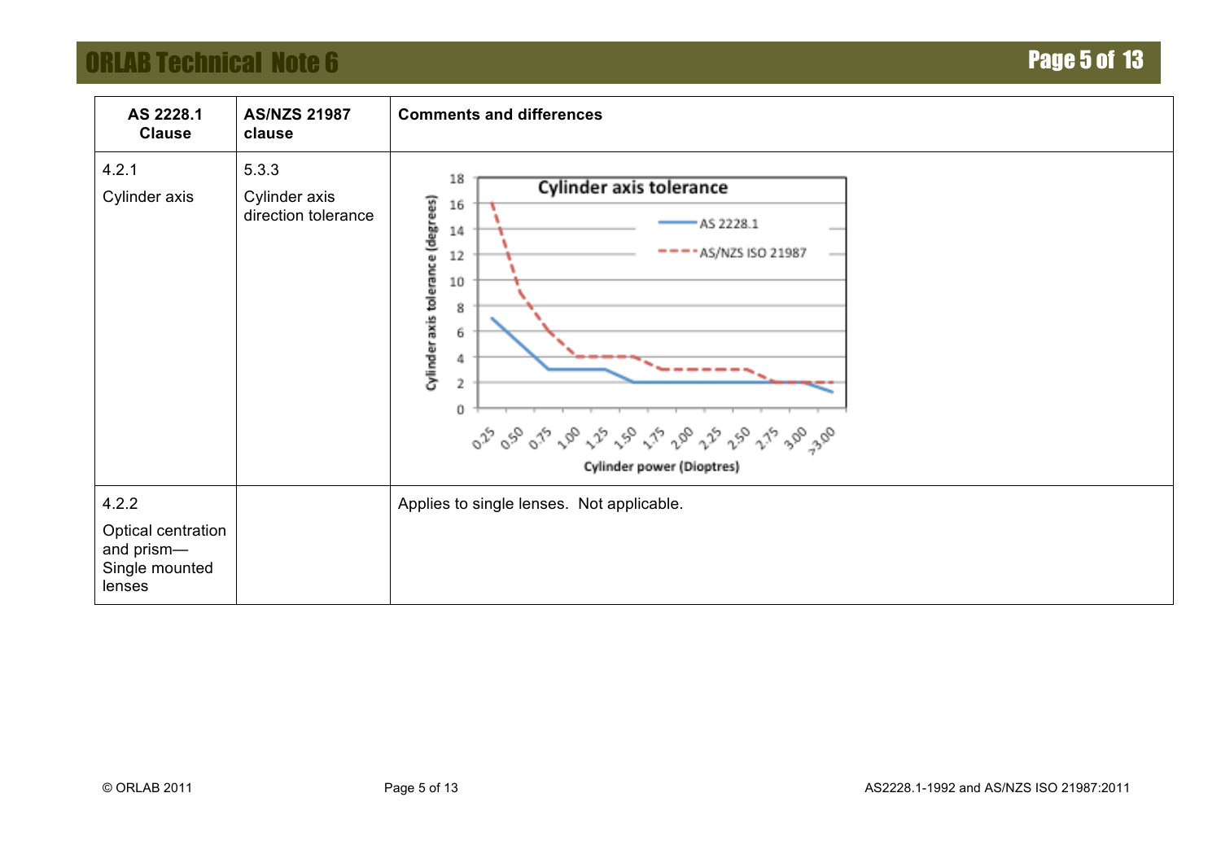| AS 2228.1 Clause | AS/NZS 21987 clause | Comments and differences |
|---|---|---|
| 4.2.1<br>Cylinder axis | 5.3.3<br>Cylinder axis direction tolerance | Cylinder axis tolerance<br>Cylinder axis tolerance (degrees)<br>Cylinder power (Dioptres)<br>AS 2228.1<br>AS/NZS ISO 21987 |
| 4.2.2<br>Optical centration and prism—Single mounted lenses | | Applies to single lenses. Not applicable. |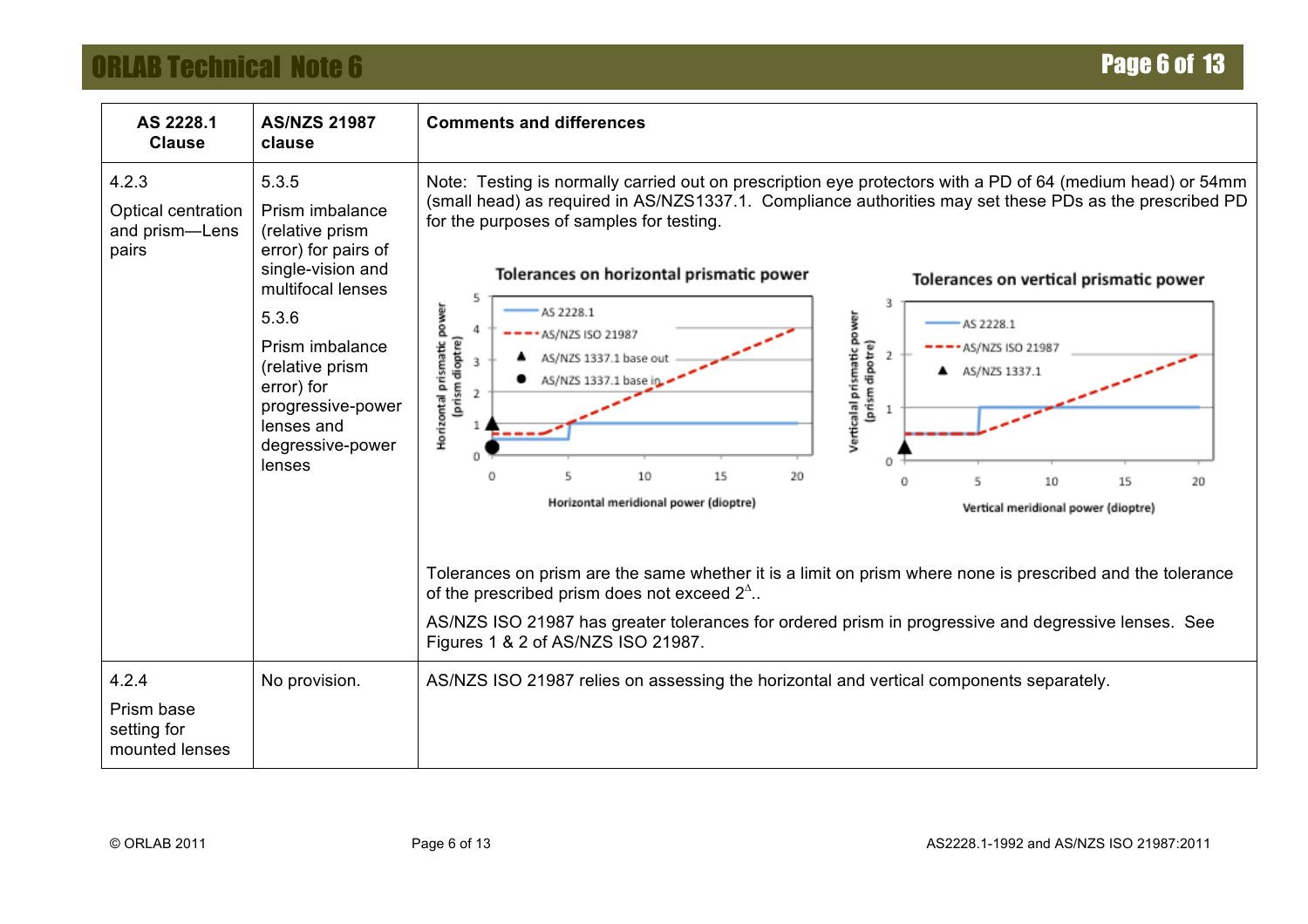| AS 2228.1 Clause | AS/NZS 21987 clause | Comments and differences |
| --- | --- | --- |
| 4.2.3<br><br>Optical centration and prism—Lens pairs | 5.3.5<br><br>Prism imbalance (relative prism error) for pairs of single-vision and multifocal lenses<br><br>5.3.6<br><br>Prism imbalance (relative prism error) for progressive-power lenses and degressive-power lenses | Note: Testing is normally carried out on prescription eye protectors with a PD of 64 (medium head) or 54mm (small head) as required in AS/NZS1337.1. Compliance authorities may set these PDs as the prescribed PD for the purposes of samples for testing.<br><br>Tolerances on horizontal prismatic power<br><br>Tolerances on vertical prismatic power<br><br>Tolerances on prism are the same whether it is a limit on prism where none is prescribed and the tolerance of the prescribed prism does not exceed $2^{\Delta}$..<br><br>AS/NZS ISO 21987 has greater tolerances for ordered prism in progressive and degressive lenses. See Figures 1 & 2 of AS/NZS ISO 21987. |
| 4.2.4<br><br>Prism base setting for mounted lenses | No provision. | AS/NZS ISO 21987 relies on assessing the horizontal and vertical components separately. |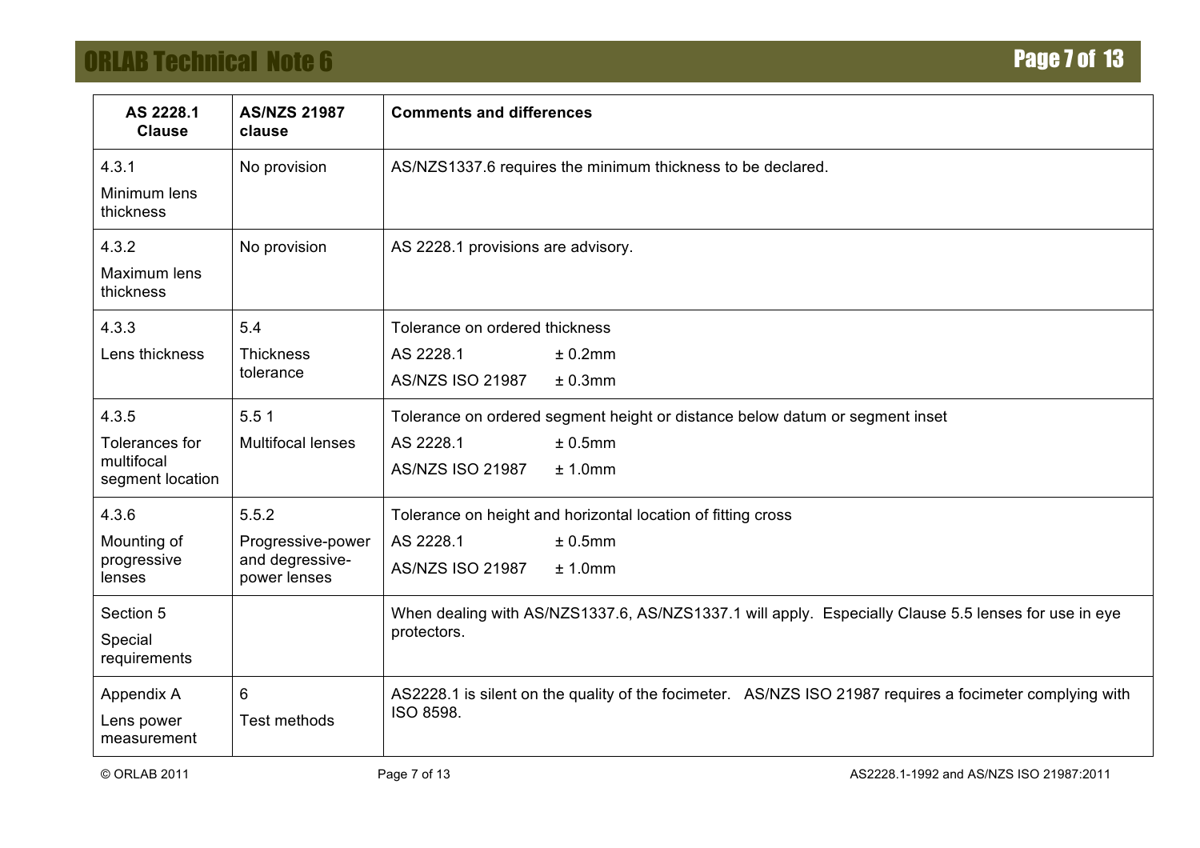| AS 2228.1 Clause | AS/NZS 21987 clause | Comments and differences |
|---|---|---|
| 4.3.1<br>Minimum lens thickness | No provision | AS/NZS1337.6 requires the minimum thickness to be declared. |
| 4.3.2<br>Maximum lens thickness | No provision | AS 2228.1 provisions are advisory. |
| 4.3.3<br>Lens thickness | 5.4<br>Thickness tolerance | Tolerance on ordered thickness<br>AS 2228.1 ± 0.2mm<br>AS/NZS ISO 21987 ± 0.3mm |
| 4.3.5<br>Tolerances for multifocal segment location | 5.5 1<br>Multifocal lenses | Tolerance on ordered segment height or distance below datum or segment inset<br>AS 2228.1 ± 0.5mm<br>AS/NZS ISO 21987 ± 1.0mm |
| 4.3.6<br>Mounting of progressive lenses | 5.5.2<br>Progressive-power and degressive-power lenses | Tolerance on height and horizontal location of fitting cross<br>AS 2228.1 ± 0.5mm<br>AS/NZS ISO 21987 ± 1.0mm |
| Section 5<br>Special requirements | | When dealing with AS/NZS1337.6, AS/NZS1337.1 will apply. Especially Clause 5.5 lenses for use in eye protectors. |
| Appendix A<br>Lens power measurement | 6<br>Test methods | AS2228.1 is silent on the quality of the focimeter. AS/NZS ISO 21987 requires a focimeter complying with ISO 8598. |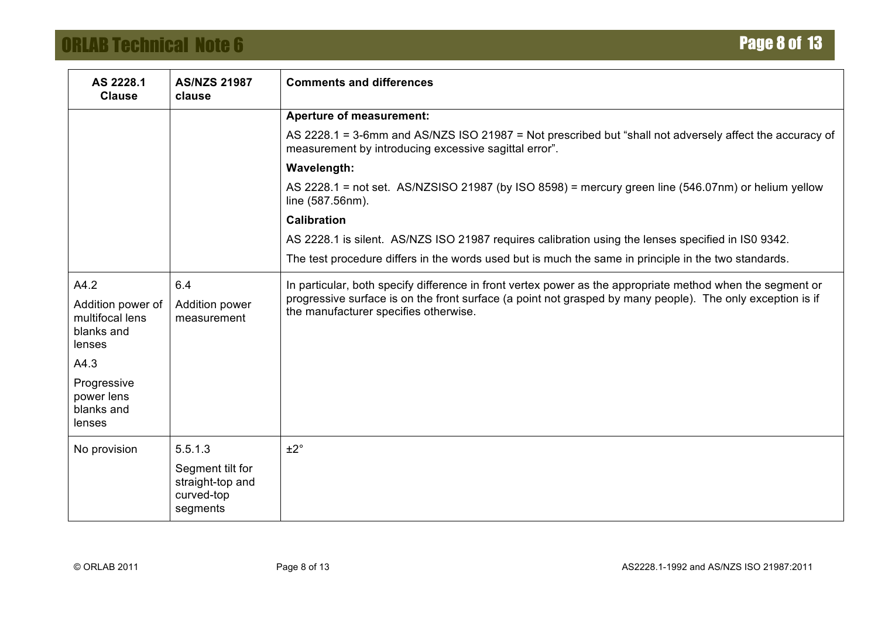| AS 2228.1 Clause | AS/NZS 21987 clause | Comments and differences |
|---|---|---|
| | | **Aperture of measurement:**<br>AS 2228.1 = 3-6mm and AS/NZS ISO 21987 = Not prescribed but "shall not adversely affect the accuracy of measurement by introducing excessive sagittal error".<br>**Wavelength:**<br>AS 2228.1 = not set. AS/NZSISO 21987 (by ISO 8598) = mercury green line (546.07nm) or helium yellow line (587.56nm).<br>**Calibration**<br>AS 2228.1 is silent. AS/NZS ISO 21987 requires calibration using the lenses specified in IS0 9342.<br>The test procedure differs in the words used but is much the same in principle in the two standards. |
| A4.2<br>Addition power of multifocal lens blanks and lenses<br>A4.3<br>Progressive power lens blanks and lenses | 6.4<br>Addition power measurement | In particular, both specify difference in front vertex power as the appropriate method when the segment or progressive surface is on the front surface (a point not grasped by many people). The only exception is if the manufacturer specifies otherwise. |
| No provision | 5.5.1.3<br>Segment tilt for straight-top and curved-top segments | ±2° |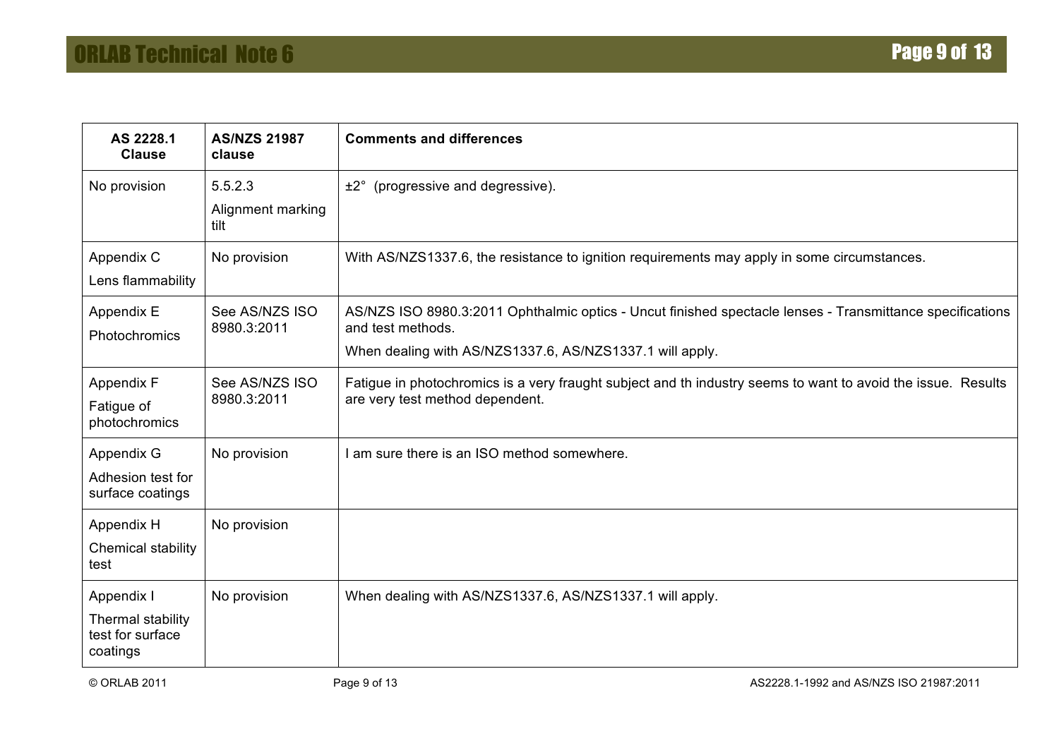| AS 2228.1 Clause | AS/NZS 21987 clause | Comments and differences |
| --- | --- | --- |
| No provision | 5.5.2.3<br>Alignment marking tilt | ±2° (progressive and degressive). |
| Appendix C<br>Lens flammability | No provision | With AS/NZS1337.6, the resistance to ignition requirements may apply in some circumstances. |
| Appendix E<br>Photochromics | See AS/NZS ISO 8980.3:2011 | AS/NZS ISO 8980.3:2011 Ophthalmic optics - Uncut finished spectacle lenses - Transmittance specifications and test methods.<br>When dealing with AS/NZS1337.6, AS/NZS1337.1 will apply. |
| Appendix F<br>Fatigue of photochromics | See AS/NZS ISO 8980.3:2011 | Fatigue in photochromics is a very fraught subject and th industry seems to want to avoid the issue. Results are very test method dependent. |
| Appendix G<br>Adhesion test for surface coatings | No provision | I am sure there is an ISO method somewhere. |
| Appendix H<br>Chemical stability test | No provision | |
| Appendix I<br>Thermal stability test for surface coatings | No provision | When dealing with AS/NZS1337.6, AS/NZS1337.1 will apply. |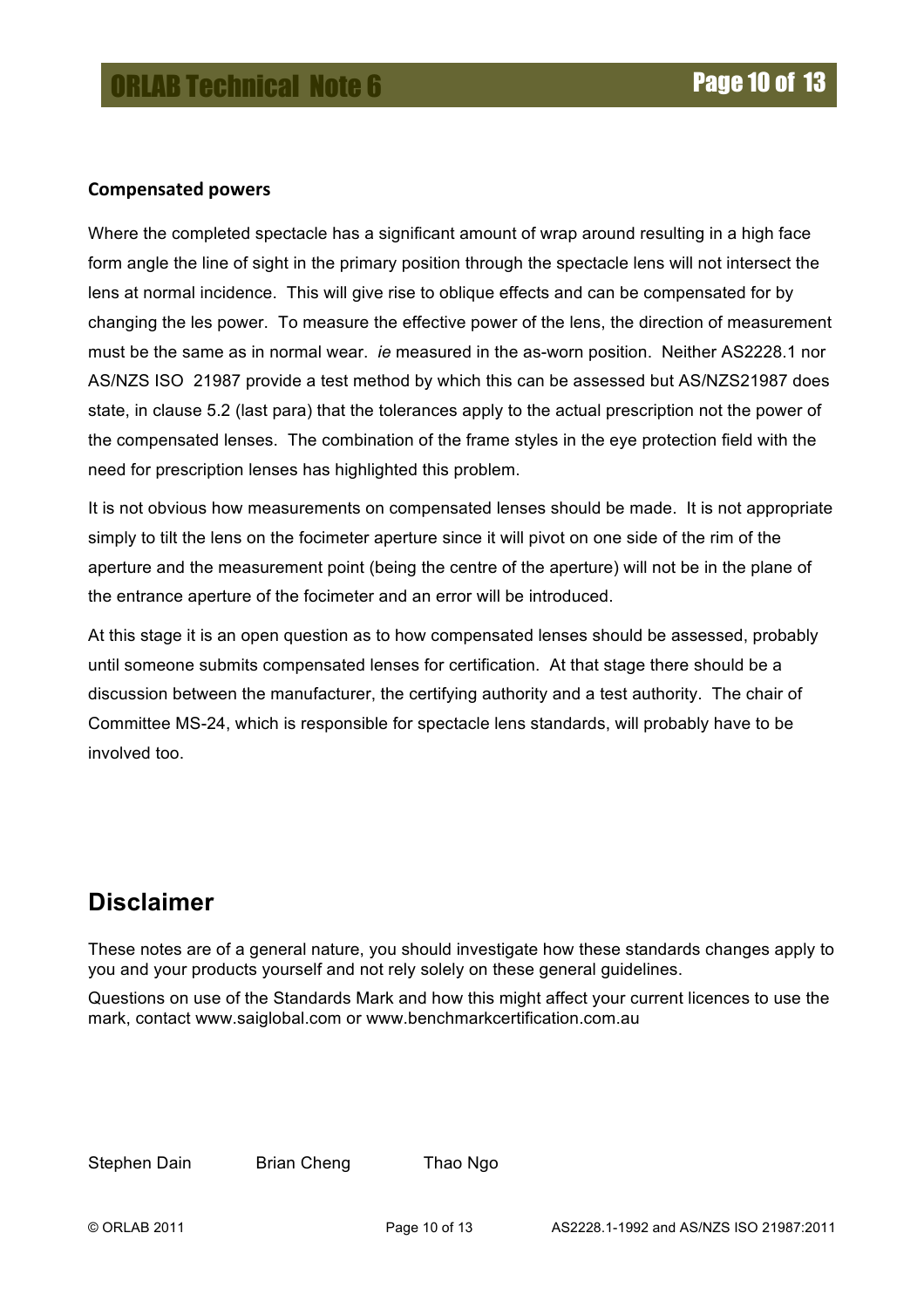### Compensated powers

Where the completed spectacle has a significant amount of wrap around resulting in a high face form angle the line of sight in the primary position through the spectacle lens will not intersect the lens at normal incidence. This will give rise to oblique effects and can be compensated for by changing the les power. To measure the effective power of the lens, the direction of measurement must be the same as in normal wear. *ie* measured in the as-worn position. Neither AS2228.1 nor AS/NZS ISO 21987 provide a test method by which this can be assessed but AS/NZS21987 does state, in clause 5.2 (last para) that the tolerances apply to the actual prescription not the power of the compensated lenses. The combination of the frame styles in the eye protection field with the need for prescription lenses has highlighted this problem.

It is not obvious how measurements on compensated lenses should be made. It is not appropriate simply to tilt the lens on the focimeter aperture since it will pivot on one side of the rim of the aperture and the measurement point (being the centre of the aperture) will not be in the plane of the entrance aperture of the focimeter and an error will be introduced.

At this stage it is an open question as to how compensated lenses should be assessed, probably until someone submits compensated lenses for certification. At that stage there should be a discussion between the manufacturer, the certifying authority and a test authority. The chair of Committee MS-24, which is responsible for spectacle lens standards, will probably have to be involved too.

## Disclaimer

These notes are of a general nature, you should investigate how these standards changes apply to you and your products yourself and not rely solely on these general guidelines.

Questions on use of the Standards Mark and how this might affect your current licences to use the mark, contact www.saiglobal.com or www.benchmarkcertification.com.au

Stephen Dain Brian Cheng Thao Ngo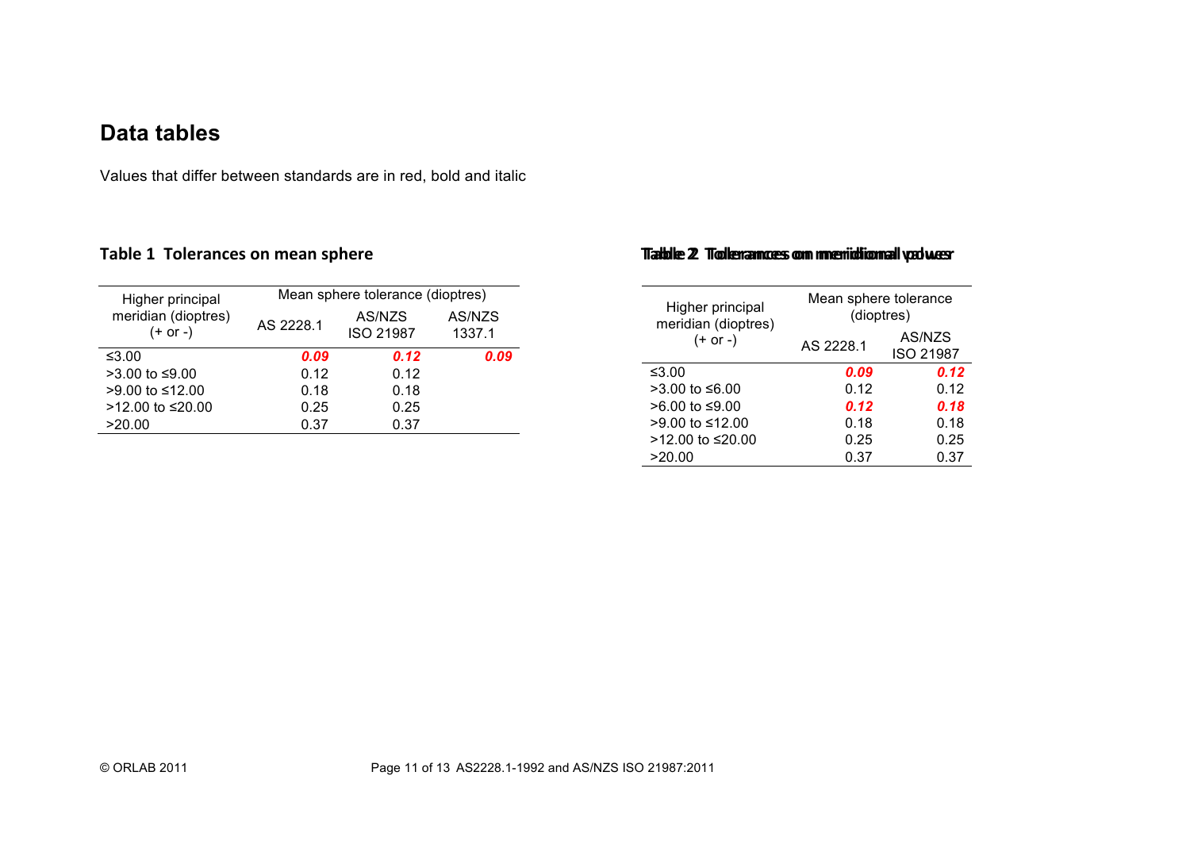# Data tables

Values that differ between standards are in red, bold and italic

### Table 1 Tolerances on mean sphere

| Higher principal meridian (dioptres) (+ or -) | Mean sphere tolerance (dioptres) | | |
|---|---|---|---|
| | AS 2228.1 | AS/NZS ISO 21987 | AS/NZS 1337.1 |
| ≤3.00 | ***0.09*** | ***0.12*** | ***0.09*** |
| >3.00 to ≤9.00 | 0.12 | 0.12 | |
| >9.00 to ≤12.00 | 0.18 | 0.18 | |
| >12.00 to ≤20.00 | 0.25 | 0.25 | |
| >20.00 | 0.37 | 0.37 | |

### Table 2 Tolerances on meridional power

| Higher principal meridian (dioptres) (+ or -) | Mean sphere tolerance (dioptres) | |
|---|---|---|
| | AS 2228.1 | AS/NZS ISO 21987 |
| ≤3.00 | ***0.09*** | ***0.12*** |
| >3.00 to ≤6.00 | 0.12 | 0.12 |
| >6.00 to ≤9.00 | ***0.12*** | ***0.18*** |
| >9.00 to ≤12.00 | 0.18 | 0.18 |
| >12.00 to ≤20.00 | 0.25 | 0.25 |
| >20.00 | 0.37 | 0.37 |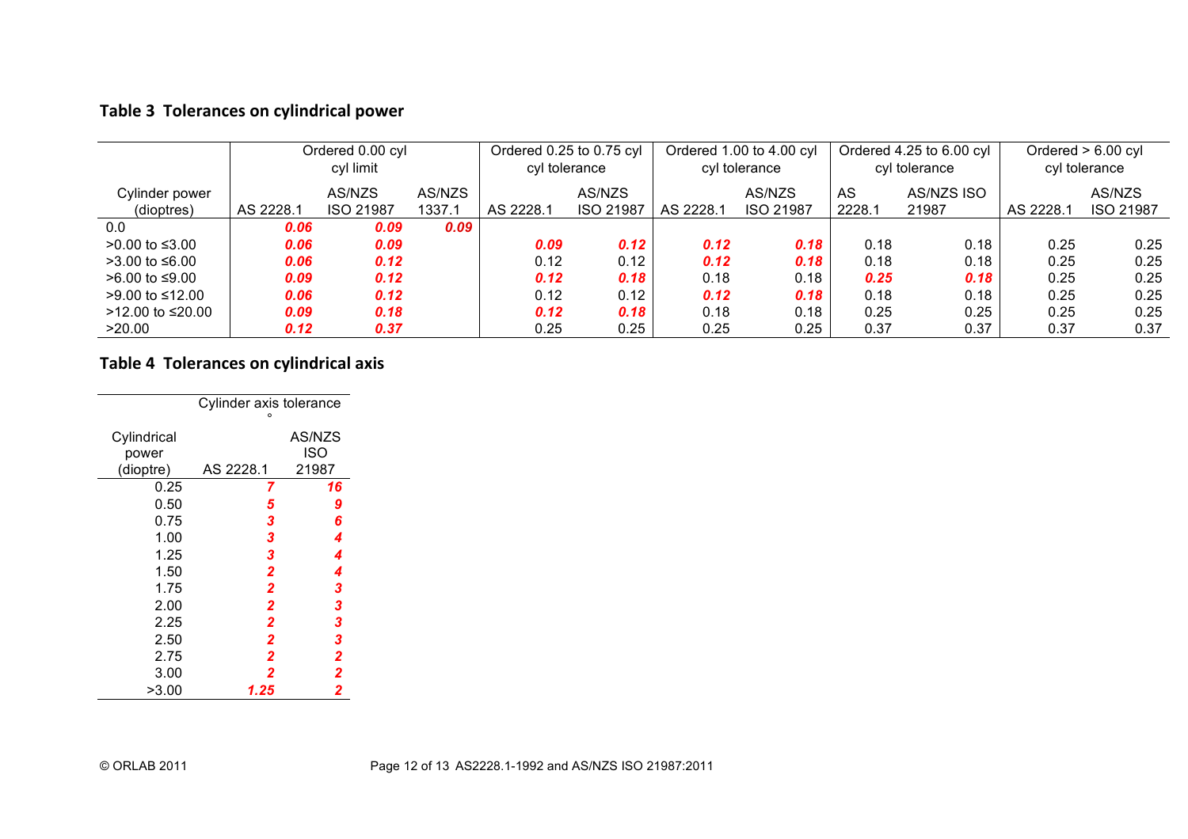### Table 3 Tolerances on cylindrical power

| | Ordered 0.00 cyl cyl limit | | | Ordered 0.25 to 0.75 cyl cyl tolerance | | Ordered 1.00 to 4.00 cyl cyl tolerance | | Ordered 4.25 to 6.00 cyl cyl tolerance | | Ordered > 6.00 cyl cyl tolerance | |
|---|---|---|---|---|---|---|---|---|---|---|---|
| Cylinder power (dioptres) | AS 2228.1 | AS/NZS ISO 21987 | AS/NZS 1337.1 | AS 2228.1 | AS/NZS ISO 21987 | AS 2228.1 | AS/NZS ISO 21987 | AS 2228.1 | AS/NZS ISO 21987 | AS 2228.1 | AS/NZS ISO 21987 |
| 0.0 | ***0.06*** | ***0.09*** | ***0.09*** | | | | | | | | |
| >0.00 to ≤3.00 | ***0.06*** | ***0.09*** | | ***0.09*** | ***0.12*** | ***0.12*** | ***0.18*** | 0.18 | 0.18 | 0.25 | 0.25 |
| >3.00 to ≤6.00 | ***0.06*** | ***0.12*** | | 0.12 | 0.12 | ***0.12*** | ***0.18*** | 0.18 | 0.18 | 0.25 | 0.25 |
| >6.00 to ≤9.00 | ***0.09*** | ***0.12*** | | ***0.12*** | ***0.18*** | 0.18 | 0.18 | ***0.25*** | ***0.18*** | 0.25 | 0.25 |
| >9.00 to ≤12.00 | ***0.06*** | ***0.12*** | | 0.12 | 0.12 | ***0.12*** | ***0.18*** | 0.18 | 0.18 | 0.25 | 0.25 |
| >12.00 to ≤20.00 | ***0.09*** | ***0.18*** | | ***0.12*** | ***0.18*** | 0.18 | 0.18 | 0.25 | 0.25 | 0.25 | 0.25 |
| >20.00 | ***0.12*** | ***0.37*** | | 0.25 | 0.25 | 0.25 | 0.25 | 0.37 | 0.37 | 0.37 | 0.37 |

### Table 4 Tolerances on cylindrical axis

| | Cylinder axis tolerance ° | |
|---|---|---|
| Cylindrical power (dioptre) | AS 2228.1 | AS/NZS ISO 21987 |
| 0.25 | ***7*** | ***16*** |
| 0.50 | ***5*** | ***9*** |
| 0.75 | ***3*** | ***6*** |
| 1.00 | ***3*** | ***4*** |
| 1.25 | ***3*** | ***4*** |
| 1.50 | ***2*** | ***4*** |
| 1.75 | ***2*** | ***3*** |
| 2.00 | ***2*** | ***3*** |
| 2.25 | ***2*** | ***3*** |
| 2.50 | ***2*** | ***3*** |
| 2.75 | ***2*** | ***2*** |
| 3.00 | ***2*** | ***2*** |
| >3.00 | ***1.25*** | ***2*** |

© ORLAB 2011 AS2228.1-1992 and AS/NZS ISO 21987:2011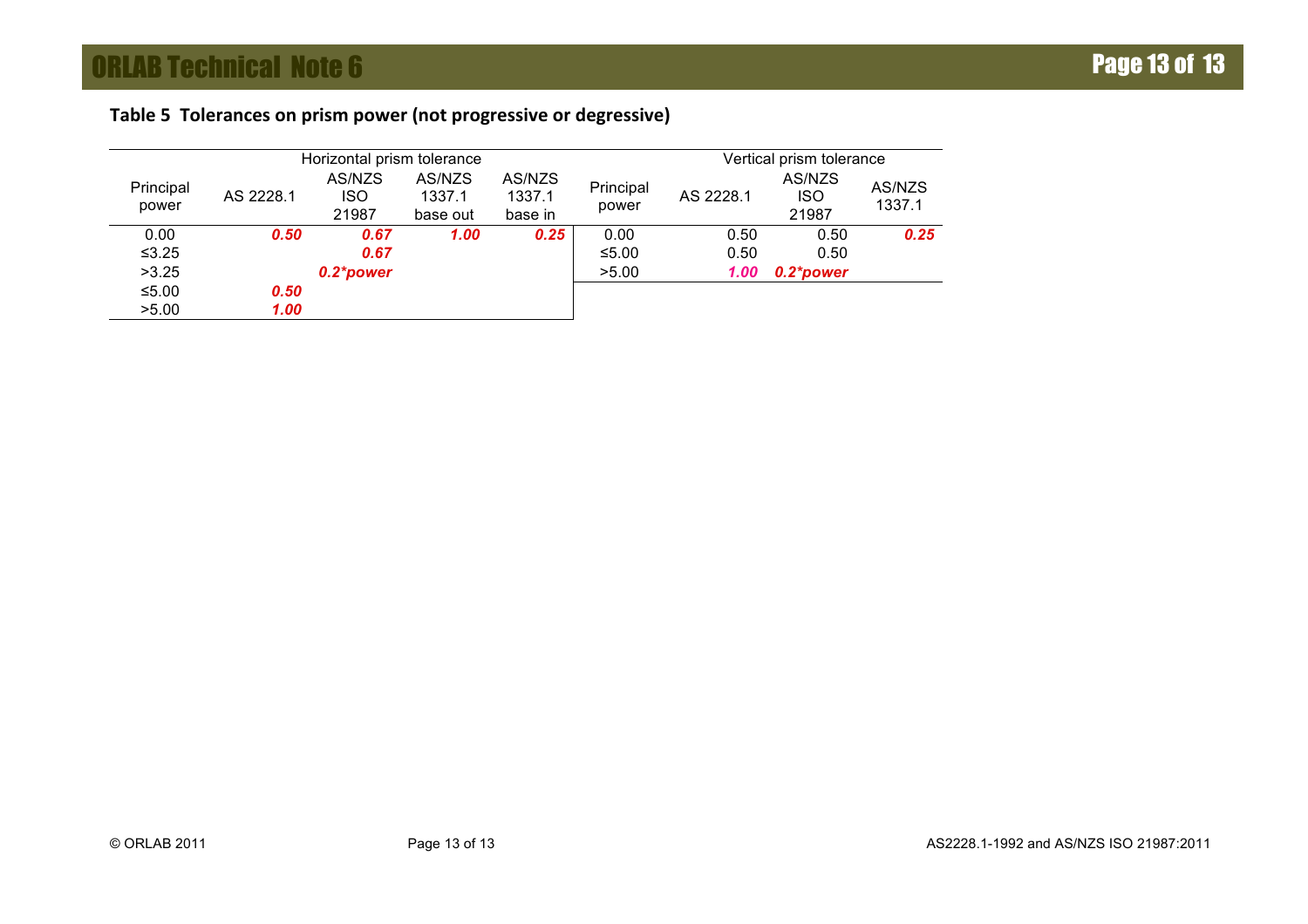**Table 5  Tolerances on prism power (not progressive or degressive)**

| Horizontal prism tolerance | | | | | Vertical prism tolerance | | | |
|---|---|---|---|---|---|---|---|---|
| Principal power | AS 2228.1 | AS/NZS ISO 21987 | AS/NZS 1337.1 base out | AS/NZS 1337.1 base in | Principal power | AS 2228.1 | AS/NZS ISO 21987 | AS/NZS 1337.1 |
| 0.00 | ***0.50*** | ***0.67*** | ***1.00*** | ***0.25*** | 0.00 | 0.50 | 0.50 | ***0.25*** |
| ≤3.25 | | ***0.67*** | | | ≤5.00 | 0.50 | 0.50 | |
| >3.25 | | ***0.2*power*** | | | >5.00 | ***1.00*** | ***0.2*power*** | |
| ≤5.00 | ***0.50*** | | | | | | | |
| >5.00 | ***1.00*** | | | | | | | |